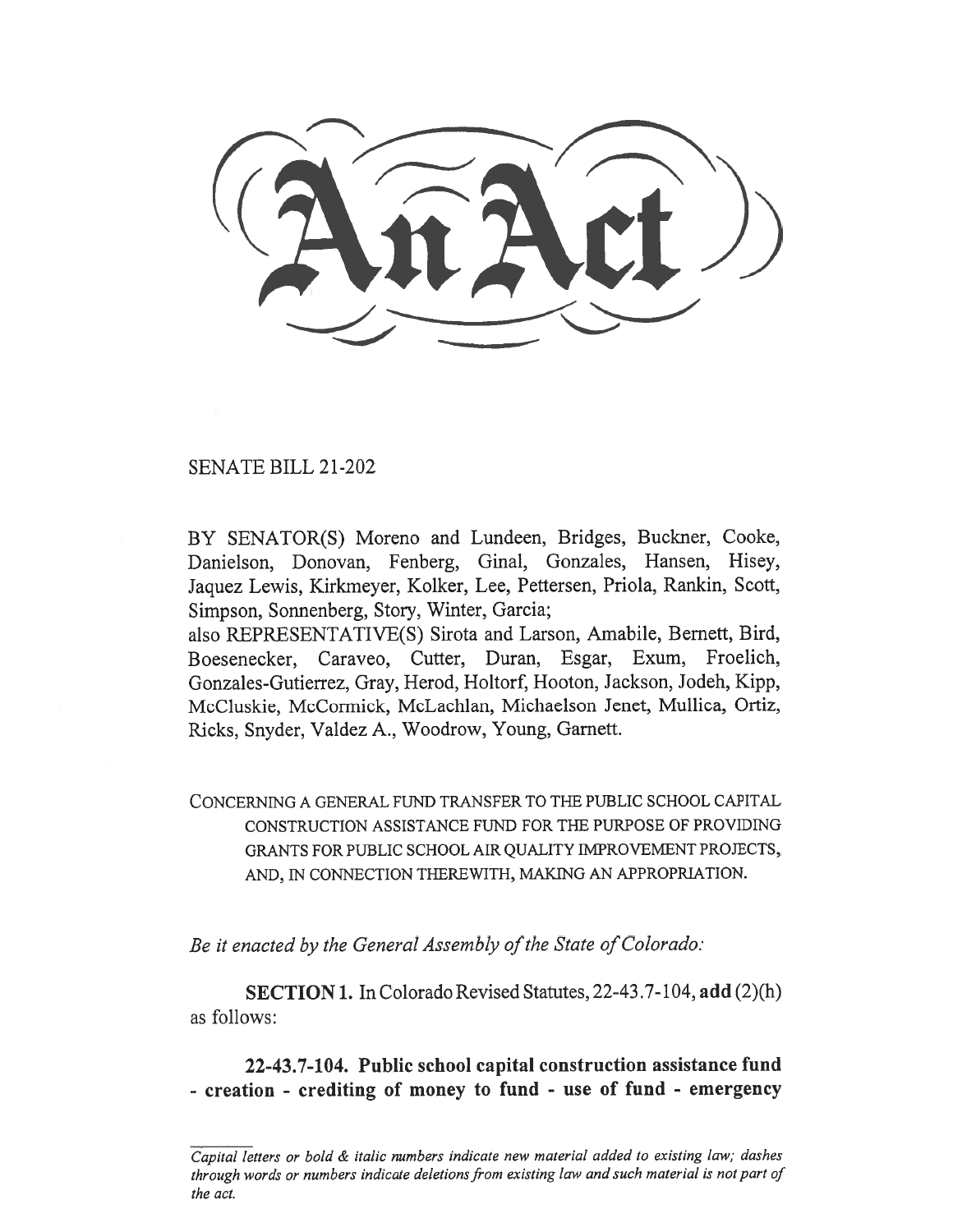# An Act

SENATE BILL 21-202

BY SENATOR(S) Moreno and Lundeen, Bridges, Buckner, Cooke, Danielson, Donovan, Fenberg, Ginal, Gonzales, Hansen, Hisey, Jaquez Lewis, Kirkmeyer, Kolker, Lee, Pettersen, Priola, Rankin, Scott, Simpson, Sonnenberg, Story, Winter, Garcia;
also REPRESENTATIVE(S) Sirota and Larson, Amabile, Bernett, Bird, Boesenecker, Caraveo, Cutter, Duran, Esgar, Exum, Froelich, Gonzales-Gutierrez, Gray, Herod, Holtorf, Hooton, Jackson, Jodeh, Kipp, McCluskie, McCormick, McLachlan, Michaelson Jenet, Mullica, Ortiz, Ricks, Snyder, Valdez A., Woodrow, Young, Garnett.

CONCERNING A GENERAL FUND TRANSFER TO THE PUBLIC SCHOOL CAPITAL CONSTRUCTION ASSISTANCE FUND FOR THE PURPOSE OF PROVIDING GRANTS FOR PUBLIC SCHOOL AIR QUALITY IMPROVEMENT PROJECTS, AND, IN CONNECTION THEREWITH, MAKING AN APPROPRIATION.

*Be it enacted by the General Assembly of the State of Colorado:*

**SECTION 1.** In Colorado Revised Statutes, 22-43.7-104, **add** (2)(h) as follows:

**22-43.7-104. Public school capital construction assistance fund - creation - crediting of money to fund - use of fund - emergency**

*Capital letters or bold & italic numbers indicate new material added to existing law; dashes through words or numbers indicate deletions from existing law and such material is not part of the act.*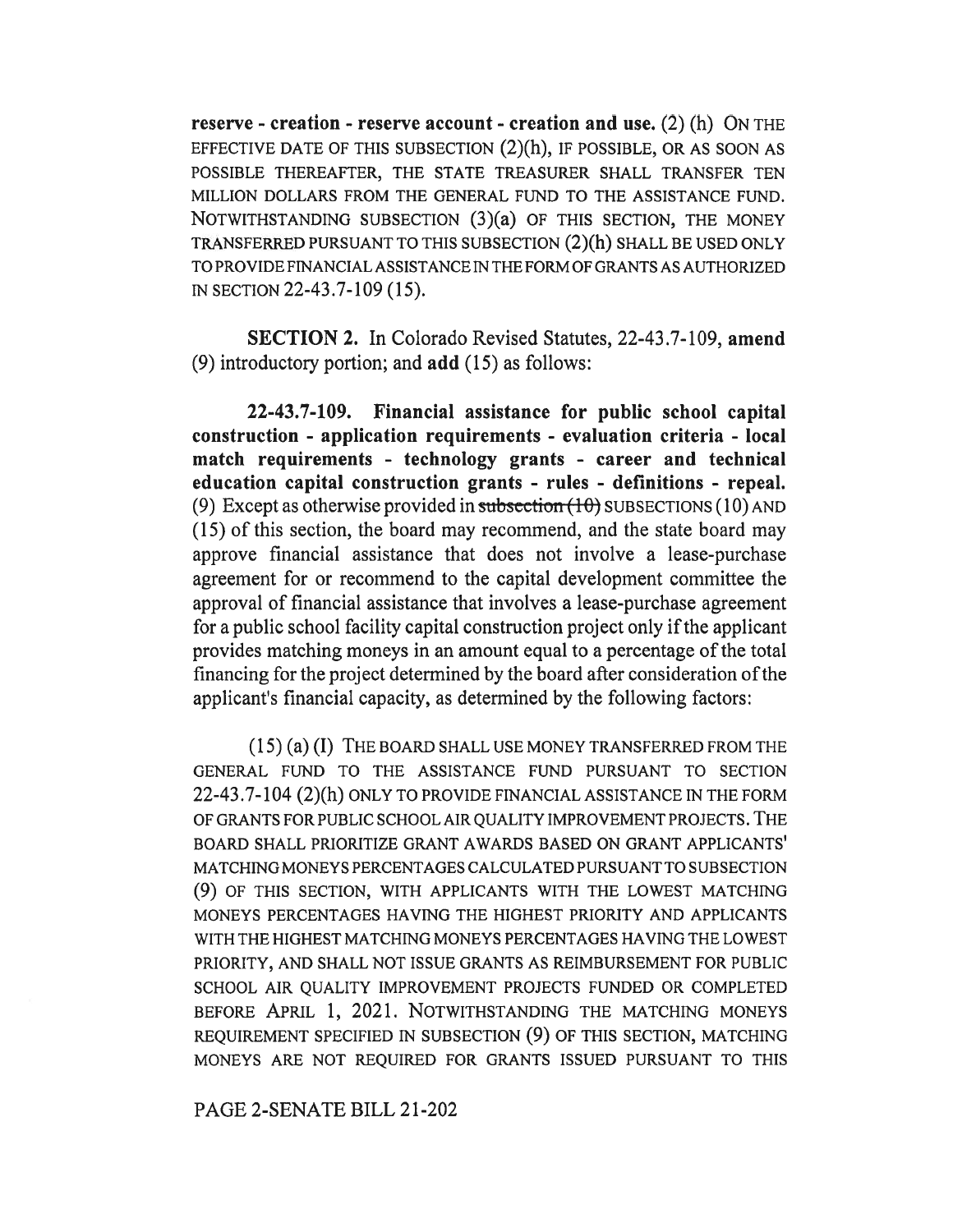**reserve - creation - reserve account - creation and use.** (2) (h) ON THE EFFECTIVE DATE OF THIS SUBSECTION (2)(h), IF POSSIBLE, OR AS SOON AS POSSIBLE THEREAFTER, THE STATE TREASURER SHALL TRANSFER TEN MILLION DOLLARS FROM THE GENERAL FUND TO THE ASSISTANCE FUND. NOTWITHSTANDING SUBSECTION (3)(a) OF THIS SECTION, THE MONEY TRANSFERRED PURSUANT TO THIS SUBSECTION (2)(h) SHALL BE USED ONLY TO PROVIDE FINANCIAL ASSISTANCE IN THE FORM OF GRANTS AS AUTHORIZED IN SECTION 22-43.7-109 (15).

**SECTION 2.** In Colorado Revised Statutes, 22-43.7-109, **amend** (9) introductory portion; and **add** (15) as follows:

**22-43.7-109. Financial assistance for public school capital construction - application requirements - evaluation criteria - local match requirements - technology grants - career and technical education capital construction grants - rules - definitions - repeal.** (9) Except as otherwise provided in ~~subsection (10)~~ SUBSECTIONS (10) AND (15) of this section, the board may recommend, and the state board may approve financial assistance that does not involve a lease-purchase agreement for or recommend to the capital development committee the approval of financial assistance that involves a lease-purchase agreement for a public school facility capital construction project only if the applicant provides matching moneys in an amount equal to a percentage of the total financing for the project determined by the board after consideration of the applicant's financial capacity, as determined by the following factors:

(15) (a) (I) THE BOARD SHALL USE MONEY TRANSFERRED FROM THE GENERAL FUND TO THE ASSISTANCE FUND PURSUANT TO SECTION 22-43.7-104 (2)(h) ONLY TO PROVIDE FINANCIAL ASSISTANCE IN THE FORM OF GRANTS FOR PUBLIC SCHOOL AIR QUALITY IMPROVEMENT PROJECTS. THE BOARD SHALL PRIORITIZE GRANT AWARDS BASED ON GRANT APPLICANTS' MATCHING MONEYS PERCENTAGES CALCULATED PURSUANT TO SUBSECTION (9) OF THIS SECTION, WITH APPLICANTS WITH THE LOWEST MATCHING MONEYS PERCENTAGES HAVING THE HIGHEST PRIORITY AND APPLICANTS WITH THE HIGHEST MATCHING MONEYS PERCENTAGES HAVING THE LOWEST PRIORITY, AND SHALL NOT ISSUE GRANTS AS REIMBURSEMENT FOR PUBLIC SCHOOL AIR QUALITY IMPROVEMENT PROJECTS FUNDED OR COMPLETED BEFORE APRIL 1, 2021. NOTWITHSTANDING THE MATCHING MONEYS REQUIREMENT SPECIFIED IN SUBSECTION (9) OF THIS SECTION, MATCHING MONEYS ARE NOT REQUIRED FOR GRANTS ISSUED PURSUANT TO THIS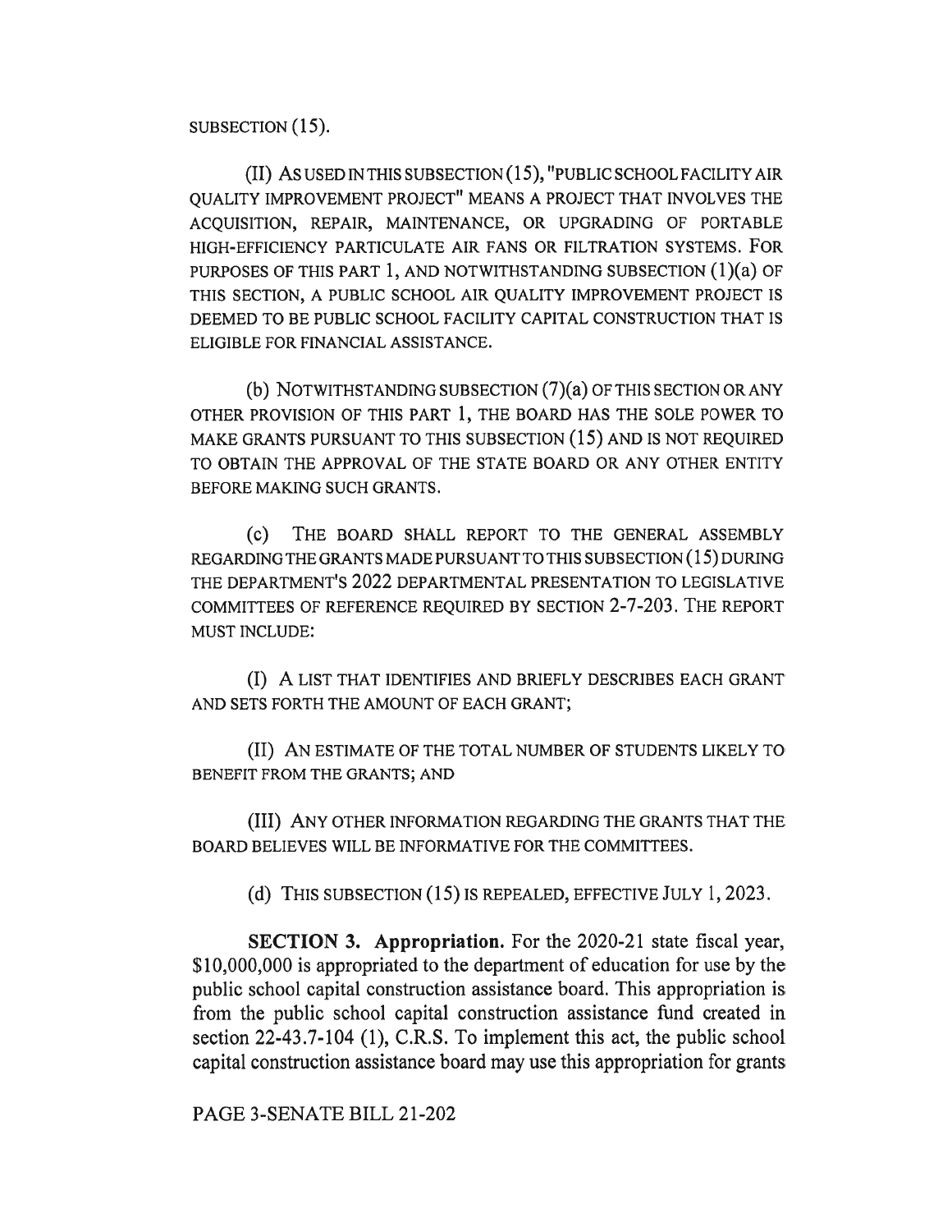SUBSECTION (15).

(II) AS USED IN THIS SUBSECTION (15), "PUBLIC SCHOOL FACILITY AIR QUALITY IMPROVEMENT PROJECT" MEANS A PROJECT THAT INVOLVES THE ACQUISITION, REPAIR, MAINTENANCE, OR UPGRADING OF PORTABLE HIGH-EFFICIENCY PARTICULATE AIR FANS OR FILTRATION SYSTEMS. FOR PURPOSES OF THIS PART 1, AND NOTWITHSTANDING SUBSECTION (1)(a) OF THIS SECTION, A PUBLIC SCHOOL AIR QUALITY IMPROVEMENT PROJECT IS DEEMED TO BE PUBLIC SCHOOL FACILITY CAPITAL CONSTRUCTION THAT IS ELIGIBLE FOR FINANCIAL ASSISTANCE.

(b) NOTWITHSTANDING SUBSECTION (7)(a) OF THIS SECTION OR ANY OTHER PROVISION OF THIS PART 1, THE BOARD HAS THE SOLE POWER TO MAKE GRANTS PURSUANT TO THIS SUBSECTION (15) AND IS NOT REQUIRED TO OBTAIN THE APPROVAL OF THE STATE BOARD OR ANY OTHER ENTITY BEFORE MAKING SUCH GRANTS.

(c) THE BOARD SHALL REPORT TO THE GENERAL ASSEMBLY REGARDING THE GRANTS MADE PURSUANT TO THIS SUBSECTION (15) DURING THE DEPARTMENT'S 2022 DEPARTMENTAL PRESENTATION TO LEGISLATIVE COMMITTEES OF REFERENCE REQUIRED BY SECTION 2-7-203. THE REPORT MUST INCLUDE:

(I) A LIST THAT IDENTIFIES AND BRIEFLY DESCRIBES EACH GRANT AND SETS FORTH THE AMOUNT OF EACH GRANT;

(II) AN ESTIMATE OF THE TOTAL NUMBER OF STUDENTS LIKELY TO BENEFIT FROM THE GRANTS; AND

(III) ANY OTHER INFORMATION REGARDING THE GRANTS THAT THE BOARD BELIEVES WILL BE INFORMATIVE FOR THE COMMITTEES.

(d) THIS SUBSECTION (15) IS REPEALED, EFFECTIVE JULY 1, 2023.

**SECTION 3. Appropriation.** For the 2020-21 state fiscal year, $10,000,000 is appropriated to the department of education for use by the public school capital construction assistance board. This appropriation is from the public school capital construction assistance fund created in section 22-43.7-104 (1), C.R.S. To implement this act, the public school capital construction assistance board may use this appropriation for grants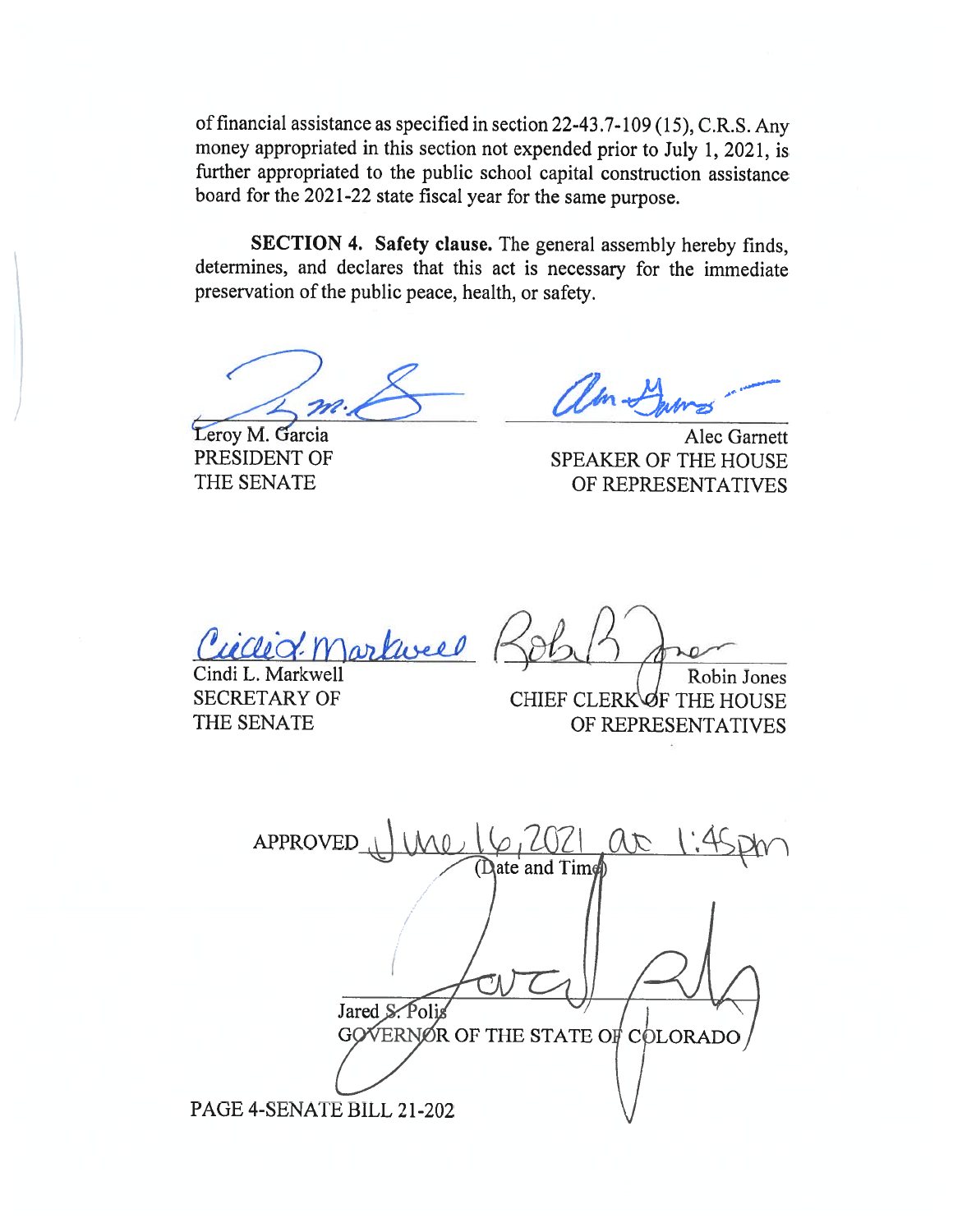of financial assistance as specified in section 22-43.7-109 (15), C.R.S. Any money appropriated in this section not expended prior to July 1, 2021, is further appropriated to the public school capital construction assistance board for the 2021-22 state fiscal year for the same purpose.

**SECTION 4. Safety clause.** The general assembly hereby finds, determines, and declares that this act is necessary for the immediate preservation of the public peace, health, or safety.

Leroy M. Garcia
PRESIDENT OF
THE SENATE

Alec Garnett
SPEAKER OF THE HOUSE
OF REPRESENTATIVES

Cindi L. Markwell
SECRETARY OF
THE SENATE

Robin Jones
CHIEF CLERK OF THE HOUSE
OF REPRESENTATIVES

APPROVED June 16, 2021 at 1:45pm
(Date and Time)

Jared S. Polis
GOVERNOR OF THE STATE OF COLORADO

PAGE 4-SENATE BILL 21-202